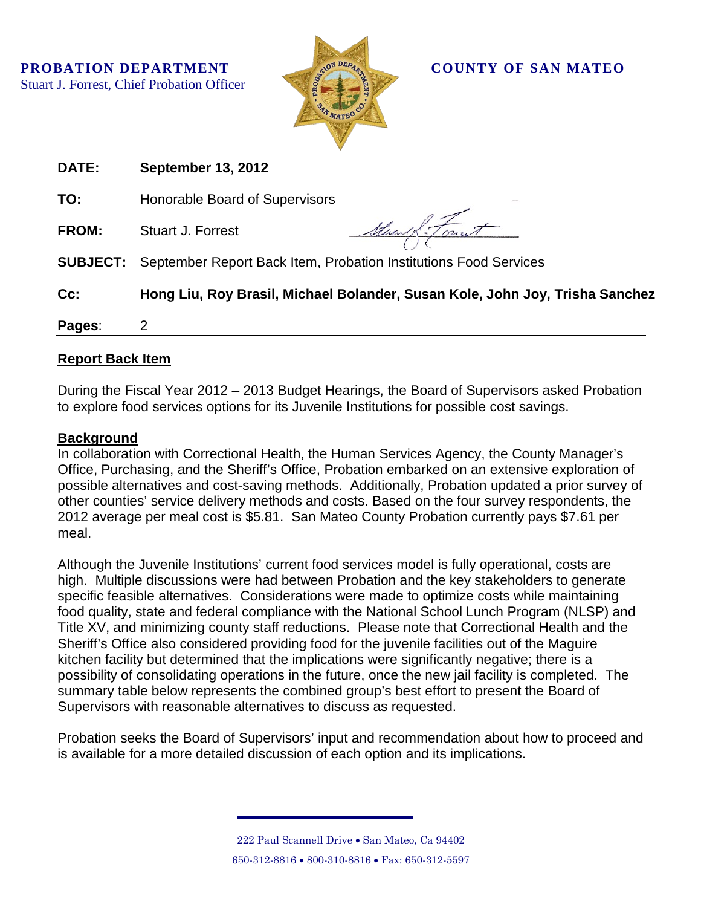**PROBATION DEPARTMENT**
Stuart J. Forrest, Chief Probation Officer

**COUNTY OF SAN MATEO**

| | |
|---|---|
| **DATE:** | **September 13, 2012** |
| **TO:** | Honorable Board of Supervisors |
| **FROM:** | Stuart J. Forrest |
| **SUBJECT:** | September Report Back Item, Probation Institutions Food Services |
| **Cc:** | **Hong Liu, Roy Brasil, Michael Bolander, Susan Kole, John Joy, Trisha Sanchez** |
| **Pages**: | 2 |

## Report Back Item

During the Fiscal Year 2012 – 2013 Budget Hearings, the Board of Supervisors asked Probation to explore food services options for its Juvenile Institutions for possible cost savings.

## Background

In collaboration with Correctional Health, the Human Services Agency, the County Manager's Office, Purchasing, and the Sheriff's Office, Probation embarked on an extensive exploration of possible alternatives and cost-saving methods. Additionally, Probation updated a prior survey of other counties' service delivery methods and costs. Based on the four survey respondents, the 2012 average per meal cost is $5.81. San Mateo County Probation currently pays $7.61 per meal.

Although the Juvenile Institutions' current food services model is fully operational, costs are high. Multiple discussions were had between Probation and the key stakeholders to generate specific feasible alternatives. Considerations were made to optimize costs while maintaining food quality, state and federal compliance with the National School Lunch Program (NLSP) and Title XV, and minimizing county staff reductions. Please note that Correctional Health and the Sheriff's Office also considered providing food for the juvenile facilities out of the Maguire kitchen facility but determined that the implications were significantly negative; there is a possibility of consolidating operations in the future, once the new jail facility is completed. The summary table below represents the combined group's best effort to present the Board of Supervisors with reasonable alternatives to discuss as requested.

Probation seeks the Board of Supervisors' input and recommendation about how to proceed and is available for a more detailed discussion of each option and its implications.

222 Paul Scannell Drive • San Mateo, Ca 94402
650-312-8816 • 800-310-8816 • Fax: 650-312-5597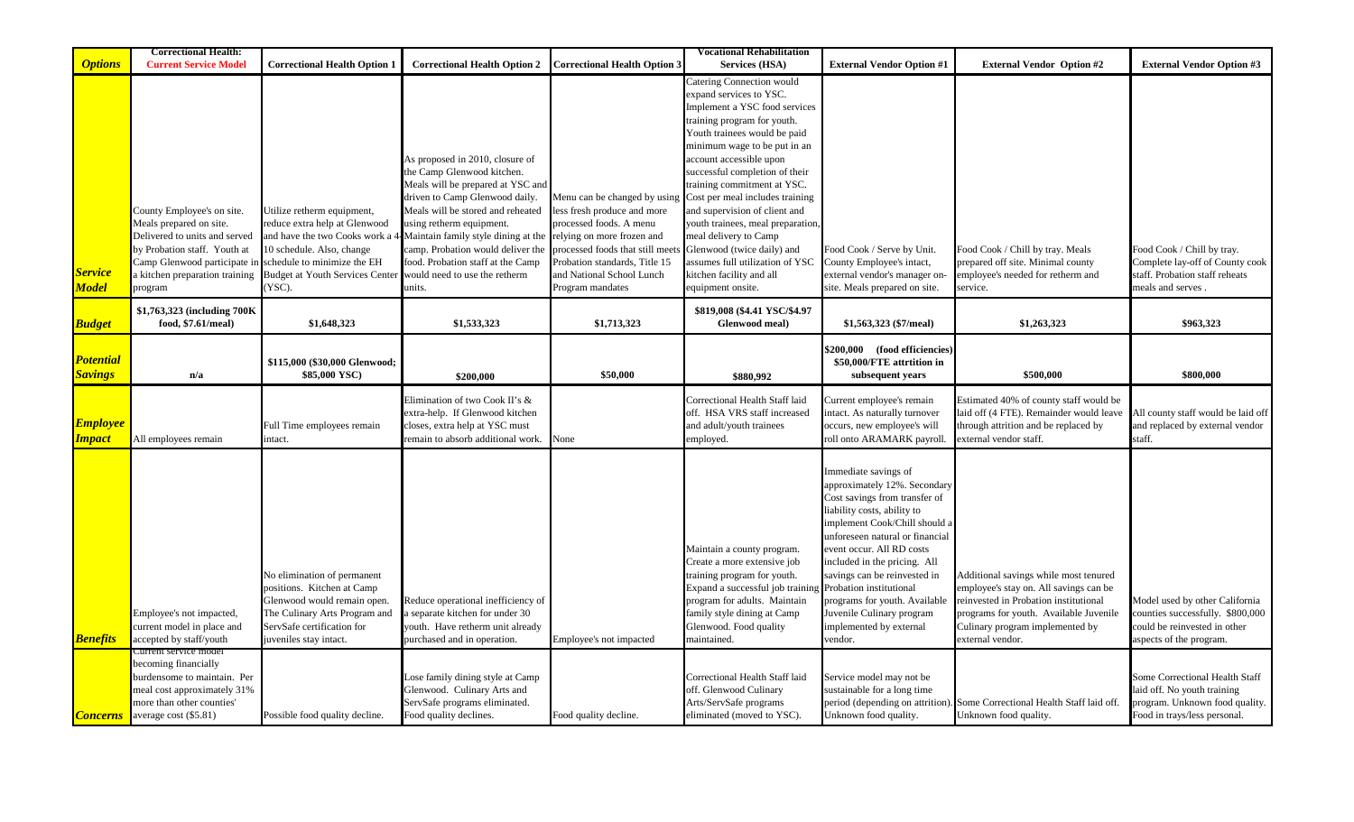| *Options* | Correctional Health: Current Service Model | Correctional Health Option 1 | Correctional Health Option 2 | Correctional Health Option 3 | Vocational Rehabilitation Services (HSA) | External Vendor Option #1 | External Vendor Option #2 | External Vendor Option #3 |
|---|---|---|---|---|---|---|---|---|
| *Service Model* | County Employee's on site. Meals prepared on site. Delivered to units and served by Probation staff. Youth at Camp Glenwood participate in a kitchen preparation training program | Utilize retherm equipment, reduce extra help at Glenwood and have the two Cooks work a 4-10 schedule. Also, change schedule to minimize the EH Budget at Youth Services Center (YSC). | As proposed in 2010, closure of the Camp Glenwood kitchen. Meals will be prepared at YSC and driven to Camp Glenwood daily. Meals will be stored and reheated using retherm equipment. Maintain family style dining at the camp. Probation would deliver the food. Probation staff at the Camp would need to use the retherm units. | Menu can be changed by using less fresh produce and more processed foods. A menu relying on more frozen and processed foods that still meets Probation standards, Title 15 and National School Lunch Program mandates | Catering Connection would expand services to YSC. Implement a YSC food services training program for youth. Youth trainees would be paid minimum wage to be put in an account accessible upon successful completion of their training commitment at YSC. Cost per meal includes training and supervision of client and youth trainees, meal preparation, meal delivery to Camp Glenwood (twice daily) and assumes full utilization of YSC kitchen facility and all equipment onsite. | Food Cook / Serve by Unit. County Employee's intact, external vendor's manager on-site. Meals prepared on site. | Food Cook / Chill by tray. Meals prepared off site. Minimal county employee's needed for retherm and service. | Food Cook / Chill by tray. Complete lay-off of County cook staff. Probation staff reheats meals and serves . |
| *Budget* | **$1,763,323 (including 700K food, $7.61/meal)** | **$1,648,323** | **$1,533,323** | **$1,713,323** | **$819,008 ($4.41 YSC/$4.97 Glenwood meal)** | **$1,563,323 ($7/meal)** | **$1,263,323** | **$963,323** |
| *Potential Savings* | **n/a** | **$115,000 ($30,000 Glenwood; $85,000 YSC)** | **$200,000** | **$50,000** | **$880,992** | **$200,000 (food efficiencies) $50,000/FTE attrtition in subsequent years** | **$500,000** | **$800,000** |
| *Employee Impact* | All employees remain | Full Time employees remain intact. | Elimination of two Cook II's & extra-help. If Glenwood kitchen closes, extra help at YSC must remain to absorb additional work. | None | Correctional Health Staff laid off. HSA VRS staff increased and adult/youth trainees employed. | Current employee's remain intact. As naturally turnover occurs, new employee's will roll onto ARAMARK payroll. | Estimated 40% of county staff would be laid off (4 FTE). Remainder would leave through attrition and be replaced by external vendor staff. | All county staff would be laid off and replaced by external vendor staff. |
| *Benefits* | Employee's not impacted, current model in place and accepted by staff/youth | No elimination of permanent positions. Kitchen at Camp Glenwood would remain open. The Culinary Arts Program and ServSafe certification for juveniles stay intact. | Reduce operational inefficiency of a separate kitchen for under 30 youth. Have retherm unit already purchased and in operation. | Employee's not impacted | Maintain a county program. Create a more extensive job training program for youth. Expand a successful job training program for adults. Maintain family style dining at Camp Glenwood. Food quality maintained. | Immediate savings of approximately 12%. Secondary Cost savings from transfer of liability costs, ability to implement Cook/Chill should a unforeseen natural or financial event occur. All RD costs included in the pricing. All savings can be reinvested in Probation institutional programs for youth. Available Juvenile Culinary program implemented by external vendor. | Additional savings while most tenured employee's stay on. All savings can be reinvested in Probation institutional programs for youth. Available Juvenile Culinary program implemented by external vendor. | Model used by other California counties successfully. $800,000 could be reinvested in other aspects of the program. |
| *Concerns* | Current service model becoming financially burdensome to maintain. Per meal cost approximately 31% more than other counties' average cost ($5.81) | Possible food quality decline. | Lose family dining style at Camp Glenwood. Culinary Arts and ServSafe programs eliminated. Food quality declines. | Food quality decline. | Correctional Health Staff laid off. Glenwood Culinary Arts/ServSafe programs eliminated (moved to YSC). | Service model may not be sustainable for a long time period (depending on attrition). Unknown food quality. | Some Correctional Health Staff laid off. Unknown food quality. | Some Correctional Health Staff laid off. No youth training program. Unknown food quality. Food in trays/less personal. |